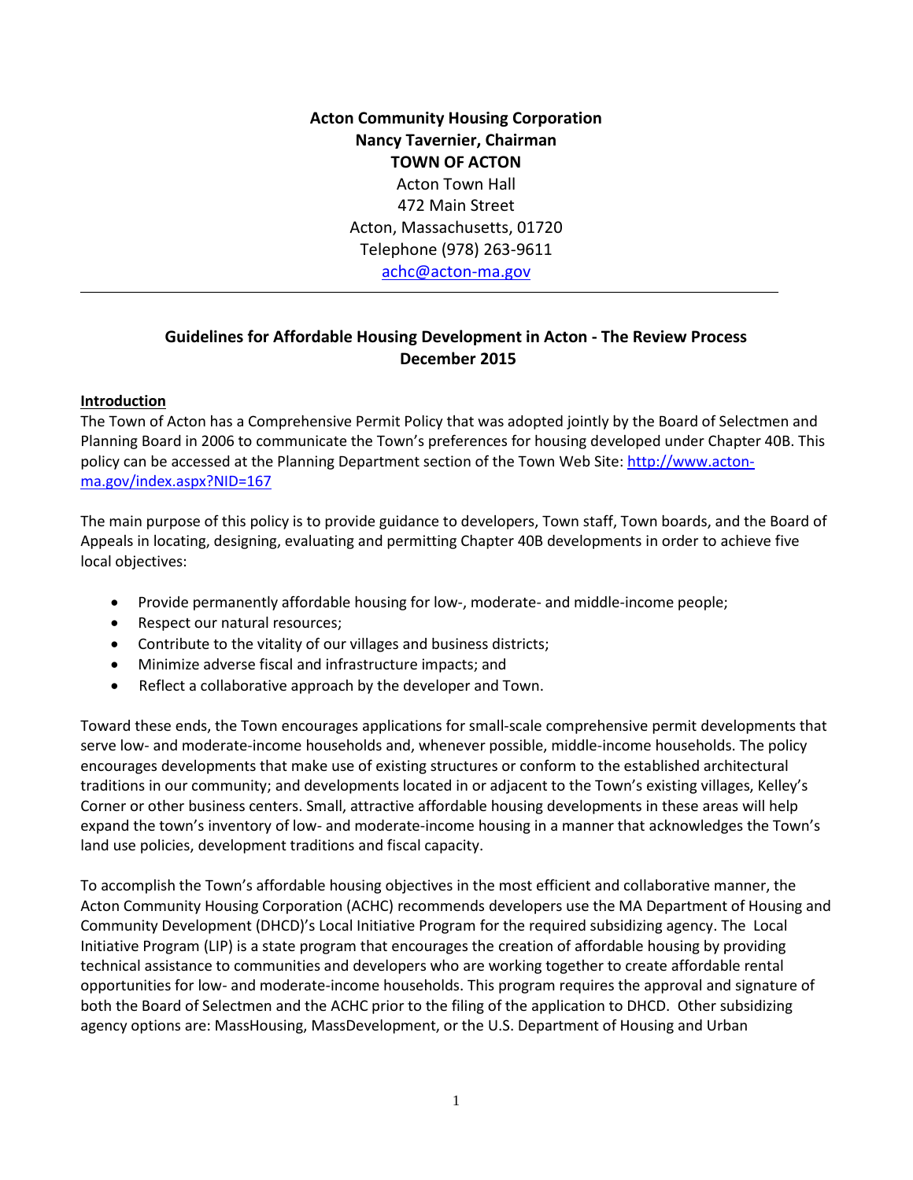**Acton Community Housing Corporation**
**Nancy Tavernier, Chairman**
**TOWN OF ACTON**
Acton Town Hall
472 Main Street
Acton, Massachusetts, 01720
Telephone (978) 263-9611
achc@acton-ma.gov

---

## Guidelines for Affordable Housing Development in Acton - The Review Process
## December 2015

### Introduction

The Town of Acton has a Comprehensive Permit Policy that was adopted jointly by the Board of Selectmen and Planning Board in 2006 to communicate the Town's preferences for housing developed under Chapter 40B. This policy can be accessed at the Planning Department section of the Town Web Site: http://www.acton-ma.gov/index.aspx?NID=167

The main purpose of this policy is to provide guidance to developers, Town staff, Town boards, and the Board of Appeals in locating, designing, evaluating and permitting Chapter 40B developments in order to achieve five local objectives:

- Provide permanently affordable housing for low-, moderate- and middle-income people;
- Respect our natural resources;
- Contribute to the vitality of our villages and business districts;
- Minimize adverse fiscal and infrastructure impacts; and
- Reflect a collaborative approach by the developer and Town.

Toward these ends, the Town encourages applications for small-scale comprehensive permit developments that serve low- and moderate-income households and, whenever possible, middle-income households. The policy encourages developments that make use of existing structures or conform to the established architectural traditions in our community; and developments located in or adjacent to the Town's existing villages, Kelley's Corner or other business centers. Small, attractive affordable housing developments in these areas will help expand the town's inventory of low- and moderate-income housing in a manner that acknowledges the Town's land use policies, development traditions and fiscal capacity.

To accomplish the Town's affordable housing objectives in the most efficient and collaborative manner, the Acton Community Housing Corporation (ACHC) recommends developers use the MA Department of Housing and Community Development (DHCD)'s Local Initiative Program for the required subsidizing agency. The Local Initiative Program (LIP) is a state program that encourages the creation of affordable housing by providing technical assistance to communities and developers who are working together to create affordable rental opportunities for low- and moderate-income households. This program requires the approval and signature of both the Board of Selectmen and the ACHC prior to the filing of the application to DHCD. Other subsidizing agency options are: MassHousing, MassDevelopment, or the U.S. Department of Housing and Urban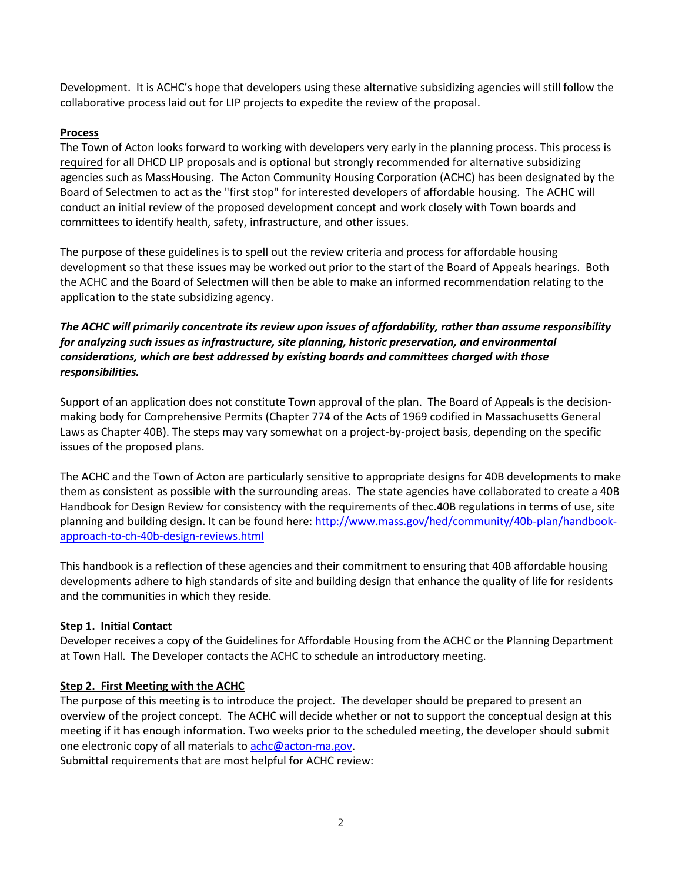Development. It is ACHC's hope that developers using these alternative subsidizing agencies will still follow the collaborative process laid out for LIP projects to expedite the review of the proposal.

**Process**

The Town of Acton looks forward to working with developers very early in the planning process. This process is required for all DHCD LIP proposals and is optional but strongly recommended for alternative subsidizing agencies such as MassHousing. The Acton Community Housing Corporation (ACHC) has been designated by the Board of Selectmen to act as the "first stop" for interested developers of affordable housing. The ACHC will conduct an initial review of the proposed development concept and work closely with Town boards and committees to identify health, safety, infrastructure, and other issues.

The purpose of these guidelines is to spell out the review criteria and process for affordable housing development so that these issues may be worked out prior to the start of the Board of Appeals hearings. Both the ACHC and the Board of Selectmen will then be able to make an informed recommendation relating to the application to the state subsidizing agency.

***The ACHC will primarily concentrate its review upon issues of affordability, rather than assume responsibility for analyzing such issues as infrastructure, site planning, historic preservation, and environmental considerations, which are best addressed by existing boards and committees charged with those responsibilities.***

Support of an application does not constitute Town approval of the plan. The Board of Appeals is the decision-making body for Comprehensive Permits (Chapter 774 of the Acts of 1969 codified in Massachusetts General Laws as Chapter 40B). The steps may vary somewhat on a project-by-project basis, depending on the specific issues of the proposed plans.

The ACHC and the Town of Acton are particularly sensitive to appropriate designs for 40B developments to make them as consistent as possible with the surrounding areas. The state agencies have collaborated to create a 40B Handbook for Design Review for consistency with the requirements of thec.40B regulations in terms of use, site planning and building design. It can be found here: [http://www.mass.gov/hed/community/40b-plan/handbook-approach-to-ch-40b-design-reviews.html](http://www.mass.gov/hed/community/40b-plan/handbook-approach-to-ch-40b-design-reviews.html)

This handbook is a reflection of these agencies and their commitment to ensuring that 40B affordable housing developments adhere to high standards of site and building design that enhance the quality of life for residents and the communities in which they reside.

**Step 1. Initial Contact**

Developer receives a copy of the Guidelines for Affordable Housing from the ACHC or the Planning Department at Town Hall. The Developer contacts the ACHC to schedule an introductory meeting.

**Step 2. First Meeting with the ACHC**

The purpose of this meeting is to introduce the project. The developer should be prepared to present an overview of the project concept. The ACHC will decide whether or not to support the conceptual design at this meeting if it has enough information. Two weeks prior to the scheduled meeting, the developer should submit one electronic copy of all materials to [achc@acton-ma.gov](mailto:achc@acton-ma.gov).

Submittal requirements that are most helpful for ACHC review: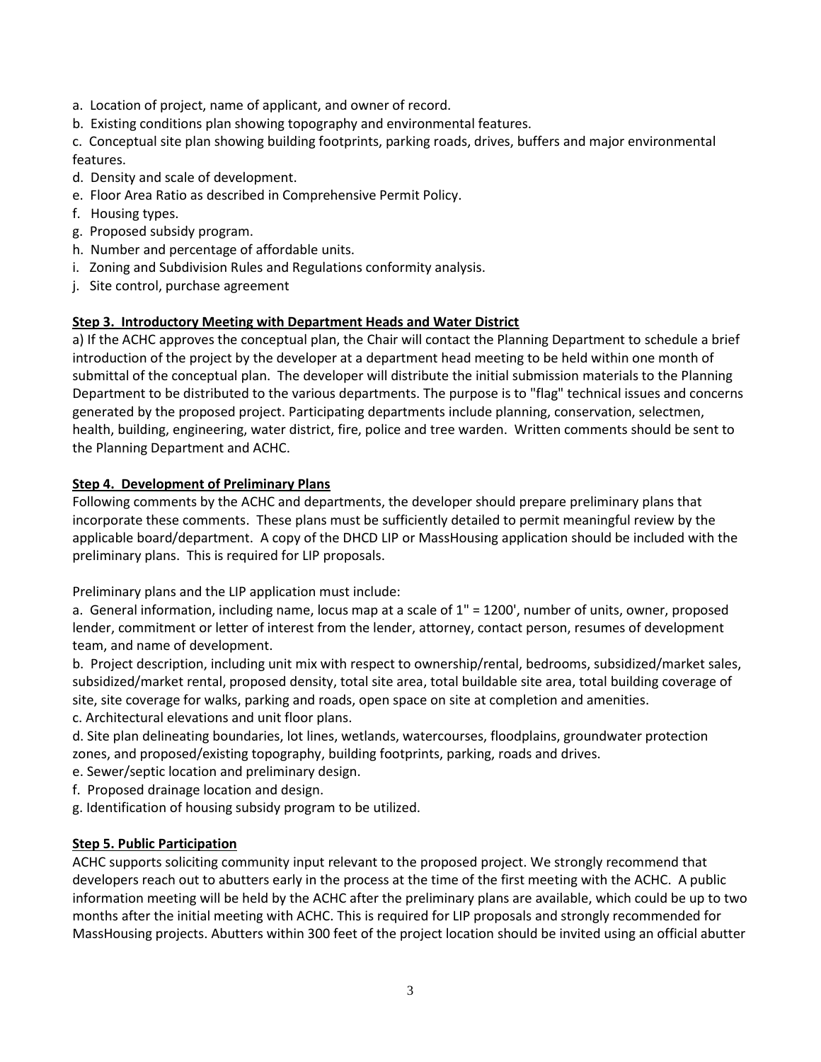a. Location of project, name of applicant, and owner of record.
b. Existing conditions plan showing topography and environmental features.
c. Conceptual site plan showing building footprints, parking roads, drives, buffers and major environmental features.
d. Density and scale of development.
e. Floor Area Ratio as described in Comprehensive Permit Policy.
f. Housing types.
g. Proposed subsidy program.
h. Number and percentage of affordable units.
i. Zoning and Subdivision Rules and Regulations conformity analysis.
j. Site control, purchase agreement

**Step 3. Introductory Meeting with Department Heads and Water District**

a) If the ACHC approves the conceptual plan, the Chair will contact the Planning Department to schedule a brief introduction of the project by the developer at a department head meeting to be held within one month of submittal of the conceptual plan. The developer will distribute the initial submission materials to the Planning Department to be distributed to the various departments. The purpose is to "flag" technical issues and concerns generated by the proposed project. Participating departments include planning, conservation, selectmen, health, building, engineering, water district, fire, police and tree warden. Written comments should be sent to the Planning Department and ACHC.

**Step 4. Development of Preliminary Plans**

Following comments by the ACHC and departments, the developer should prepare preliminary plans that incorporate these comments. These plans must be sufficiently detailed to permit meaningful review by the applicable board/department. A copy of the DHCD LIP or MassHousing application should be included with the preliminary plans. This is required for LIP proposals.

Preliminary plans and the LIP application must include:

a. General information, including name, locus map at a scale of 1" = 1200', number of units, owner, proposed lender, commitment or letter of interest from the lender, attorney, contact person, resumes of development team, and name of development.
b. Project description, including unit mix with respect to ownership/rental, bedrooms, subsidized/market sales, subsidized/market rental, proposed density, total site area, total buildable site area, total building coverage of site, site coverage for walks, parking and roads, open space on site at completion and amenities.
c. Architectural elevations and unit floor plans.
d. Site plan delineating boundaries, lot lines, wetlands, watercourses, floodplains, groundwater protection zones, and proposed/existing topography, building footprints, parking, roads and drives.
e. Sewer/septic location and preliminary design.
f. Proposed drainage location and design.
g. Identification of housing subsidy program to be utilized.

**Step 5. Public Participation**

ACHC supports soliciting community input relevant to the proposed project. We strongly recommend that developers reach out to abutters early in the process at the time of the first meeting with the ACHC. A public information meeting will be held by the ACHC after the preliminary plans are available, which could be up to two months after the initial meeting with ACHC. This is required for LIP proposals and strongly recommended for MassHousing projects. Abutters within 300 feet of the project location should be invited using an official abutter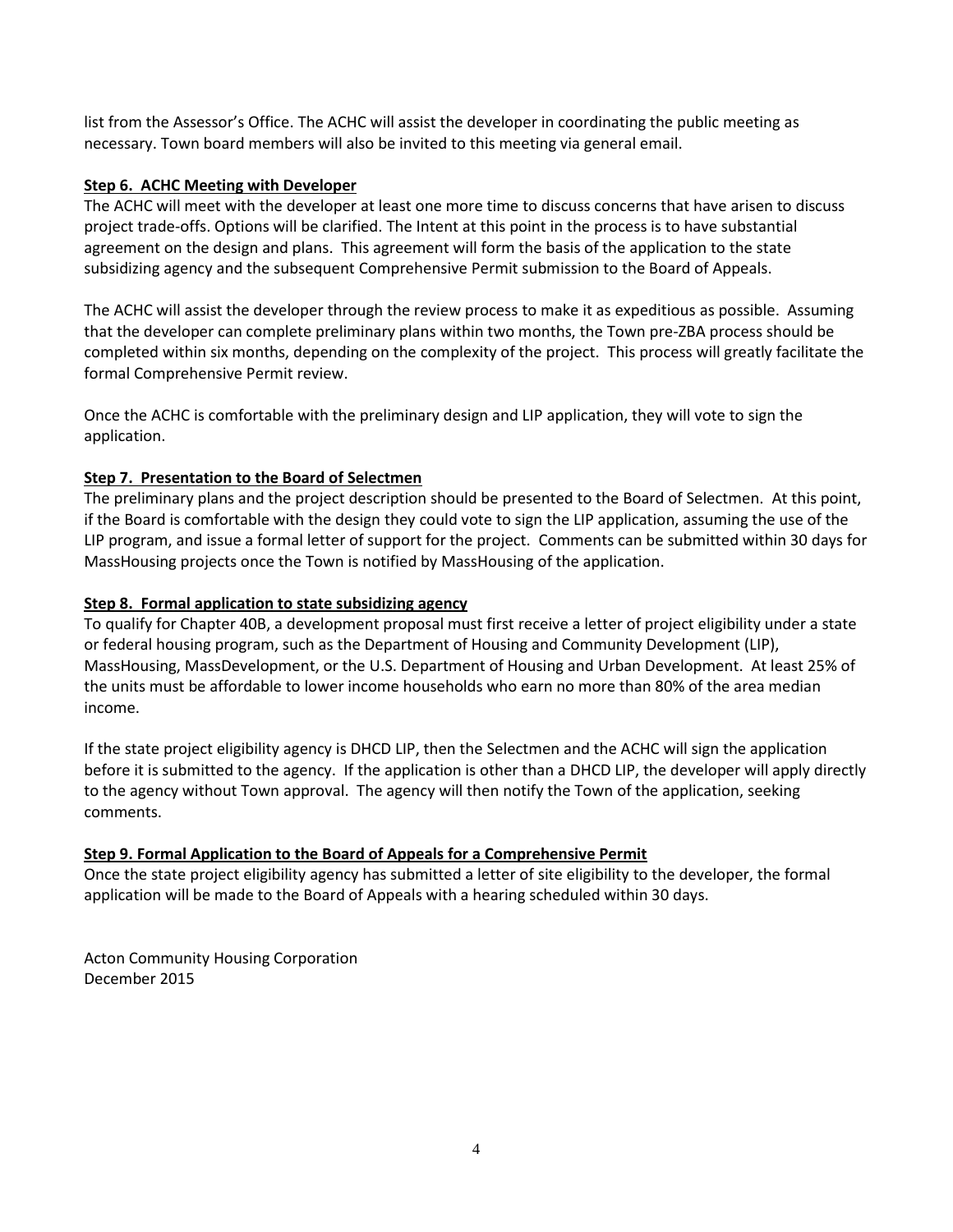list from the Assessor's Office. The ACHC will assist the developer in coordinating the public meeting as necessary. Town board members will also be invited to this meeting via general email.

**Step 6. ACHC Meeting with Developer**

The ACHC will meet with the developer at least one more time to discuss concerns that have arisen to discuss project trade-offs. Options will be clarified. The Intent at this point in the process is to have substantial agreement on the design and plans. This agreement will form the basis of the application to the state subsidizing agency and the subsequent Comprehensive Permit submission to the Board of Appeals.

The ACHC will assist the developer through the review process to make it as expeditious as possible. Assuming that the developer can complete preliminary plans within two months, the Town pre-ZBA process should be completed within six months, depending on the complexity of the project. This process will greatly facilitate the formal Comprehensive Permit review.

Once the ACHC is comfortable with the preliminary design and LIP application, they will vote to sign the application.

**Step 7. Presentation to the Board of Selectmen**

The preliminary plans and the project description should be presented to the Board of Selectmen. At this point, if the Board is comfortable with the design they could vote to sign the LIP application, assuming the use of the LIP program, and issue a formal letter of support for the project. Comments can be submitted within 30 days for MassHousing projects once the Town is notified by MassHousing of the application.

**Step 8. Formal application to state subsidizing agency**

To qualify for Chapter 40B, a development proposal must first receive a letter of project eligibility under a state or federal housing program, such as the Department of Housing and Community Development (LIP), MassHousing, MassDevelopment, or the U.S. Department of Housing and Urban Development. At least 25% of the units must be affordable to lower income households who earn no more than 80% of the area median income.

If the state project eligibility agency is DHCD LIP, then the Selectmen and the ACHC will sign the application before it is submitted to the agency. If the application is other than a DHCD LIP, the developer will apply directly to the agency without Town approval. The agency will then notify the Town of the application, seeking comments.

**Step 9. Formal Application to the Board of Appeals for a Comprehensive Permit**

Once the state project eligibility agency has submitted a letter of site eligibility to the developer, the formal application will be made to the Board of Appeals with a hearing scheduled within 30 days.

Acton Community Housing Corporation
December 2015